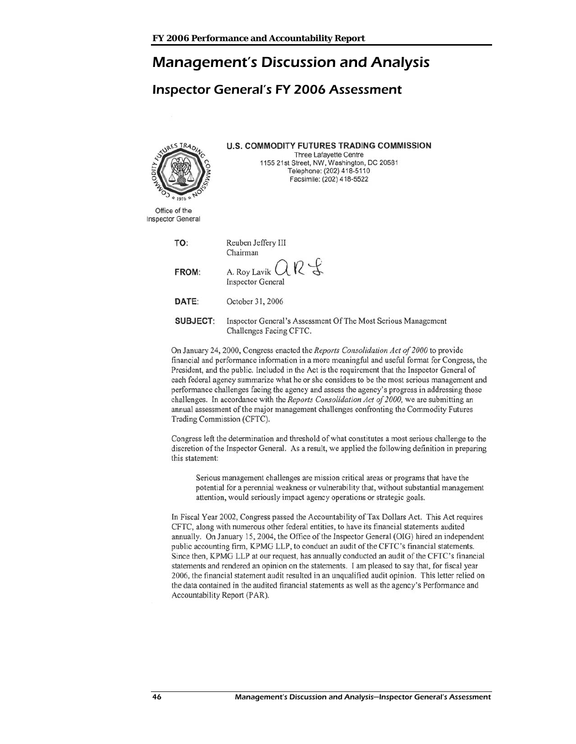# Management's Discussion and Analysis

## Inspector General's FY 2006 Assessment

**U.S. COMMODITY FUTURES TRADING COMMISSION**
Three Lafayette Centre
1155 21st Street, NW, Washington, DC 20581
Telephone: (202) 418-5110
Facsimile: (202) 418-5522

Office of the Inspector General

**TO:** Reuben Jeffery III
Chairman

**FROM:** A. Roy Lavik
Inspector General

**DATE:** October 31, 2006

**SUBJECT:** Inspector General's Assessment Of The Most Serious Management Challenges Facing CFTC.

On January 24, 2000, Congress enacted the *Reports Consolidation Act of 2000* to provide financial and performance information in a more meaningful and useful format for Congress, the President, and the public. Included in the Act is the requirement that the Inspector General of each federal agency summarize what he or she considers to be the most serious management and performance challenges facing the agency and assess the agency's progress in addressing those challenges. In accordance with the *Reports Consolidation Act of 2000*, we are submitting an annual assessment of the major management challenges confronting the Commodity Futures Trading Commission (CFTC).

Congress left the determination and threshold of what constitutes a most serious challenge to the discretion of the Inspector General. As a result, we applied the following definition in preparing this statement:

> Serious management challenges are mission critical areas or programs that have the potential for a perennial weakness or vulnerability that, without substantial management attention, would seriously impact agency operations or strategic goals.

In Fiscal Year 2002, Congress passed the Accountability of Tax Dollars Act. This Act requires CFTC, along with numerous other federal entities, to have its financial statements audited annually. On January 15, 2004, the Office of the Inspector General (OIG) hired an independent public accounting firm, KPMG LLP, to conduct an audit of the CFTC's financial statements. Since then, KPMG LLP at our request, has annually conducted an audit of the CFTC's financial statements and rendered an opinion on the statements. I am pleased to say that, for fiscal year 2006, the financial statement audit resulted in an unqualified audit opinion. This letter relied on the data contained in the audited financial statements as well as the agency's Performance and Accountability Report (PAR).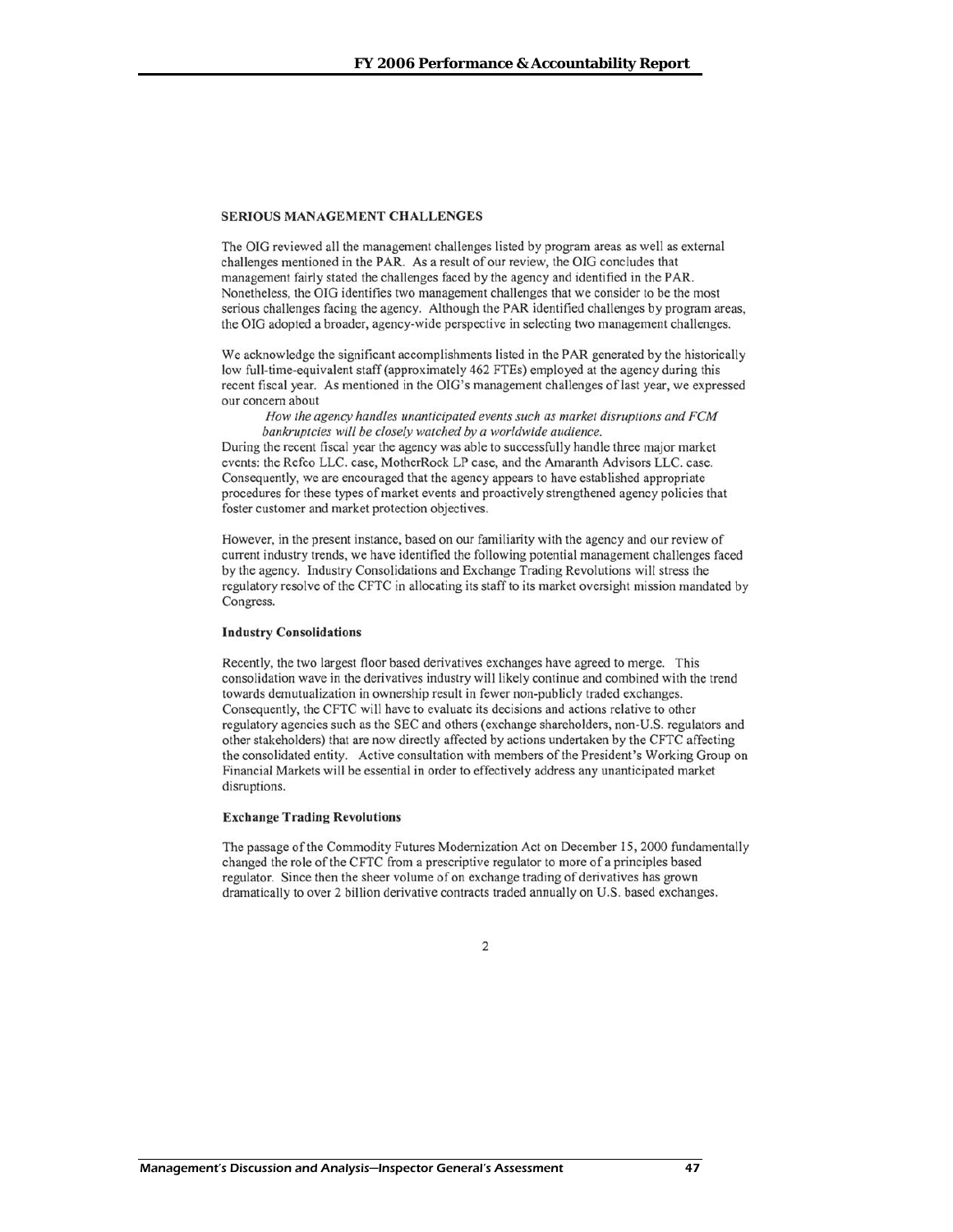## SERIOUS MANAGEMENT CHALLENGES

The OIG reviewed all the management challenges listed by program areas as well as external challenges mentioned in the PAR. As a result of our review, the OIG concludes that management fairly stated the challenges faced by the agency and identified in the PAR. Nonetheless, the OIG identifies two management challenges that we consider to be the most serious challenges facing the agency. Although the PAR identified challenges by program areas, the OIG adopted a broader, agency-wide perspective in selecting two management challenges.

We acknowledge the significant accomplishments listed in the PAR generated by the historically low full-time-equivalent staff (approximately 462 FTEs) employed at the agency during this recent fiscal year. As mentioned in the OIG's management challenges of last year, we expressed our concern about

*How the agency handles unanticipated events such as market disruptions and FCM bankruptcies will be closely watched by a worldwide audience.*

During the recent fiscal year the agency was able to successfully handle three major market events: the Refco LLC. case, MotherRock LP case, and the Amaranth Advisors LLC. case. Consequently, we are encouraged that the agency appears to have established appropriate procedures for these types of market events and proactively strengthened agency policies that foster customer and market protection objectives.

However, in the present instance, based on our familiarity with the agency and our review of current industry trends, we have identified the following potential management challenges faced by the agency. Industry Consolidations and Exchange Trading Revolutions will stress the regulatory resolve of the CFTC in allocating its staff to its market oversight mission mandated by Congress.

### Industry Consolidations

Recently, the two largest floor based derivatives exchanges have agreed to merge. This consolidation wave in the derivatives industry will likely continue and combined with the trend towards demutualization in ownership result in fewer non-publicly traded exchanges. Consequently, the CFTC will have to evaluate its decisions and actions relative to other regulatory agencies such as the SEC and others (exchange shareholders, non-U.S. regulators and other stakeholders) that are now directly affected by actions undertaken by the CFTC affecting the consolidated entity. Active consultation with members of the President's Working Group on Financial Markets will be essential in order to effectively address any unanticipated market disruptions.

### Exchange Trading Revolutions

The passage of the Commodity Futures Modernization Act on December 15, 2000 fundamentally changed the role of the CFTC from a prescriptive regulator to more of a principles based regulator. Since then the sheer volume of on exchange trading of derivatives has grown dramatically to over 2 billion derivative contracts traded annually on U.S. based exchanges.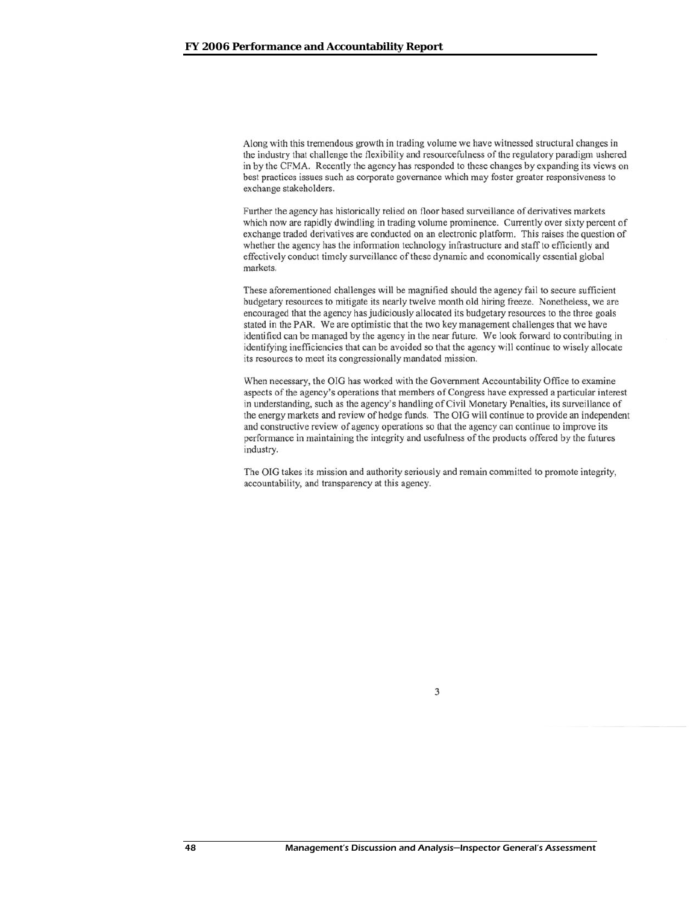Along with this tremendous growth in trading volume we have witnessed structural changes in the industry that challenge the flexibility and resourcefulness of the regulatory paradigm ushered in by the CFMA. Recently the agency has responded to these changes by expanding its views on best practices issues such as corporate governance which may foster greater responsiveness to exchange stakeholders.

Further the agency has historically relied on floor based surveillance of derivatives markets which now are rapidly dwindling in trading volume prominence. Currently over sixty percent of exchange traded derivatives are conducted on an electronic platform. This raises the question of whether the agency has the information technology infrastructure and staff to efficiently and effectively conduct timely surveillance of these dynamic and economically essential global markets.

These aforementioned challenges will be magnified should the agency fail to secure sufficient budgetary resources to mitigate its nearly twelve month old hiring freeze. Nonetheless, we are encouraged that the agency has judiciously allocated its budgetary resources to the three goals stated in the PAR. We are optimistic that the two key management challenges that we have identified can be managed by the agency in the near future. We look forward to contributing in identifying inefficiencies that can be avoided so that the agency will continue to wisely allocate its resources to meet its congressionally mandated mission.

When necessary, the OIG has worked with the Government Accountability Office to examine aspects of the agency's operations that members of Congress have expressed a particular interest in understanding, such as the agency's handling of Civil Monetary Penalties, its surveillance of the energy markets and review of hedge funds. The OIG will continue to provide an independent and constructive review of agency operations so that the agency can continue to improve its performance in maintaining the integrity and usefulness of the products offered by the futures industry.

The OIG takes its mission and authority seriously and remain committed to promote integrity, accountability, and transparency at this agency.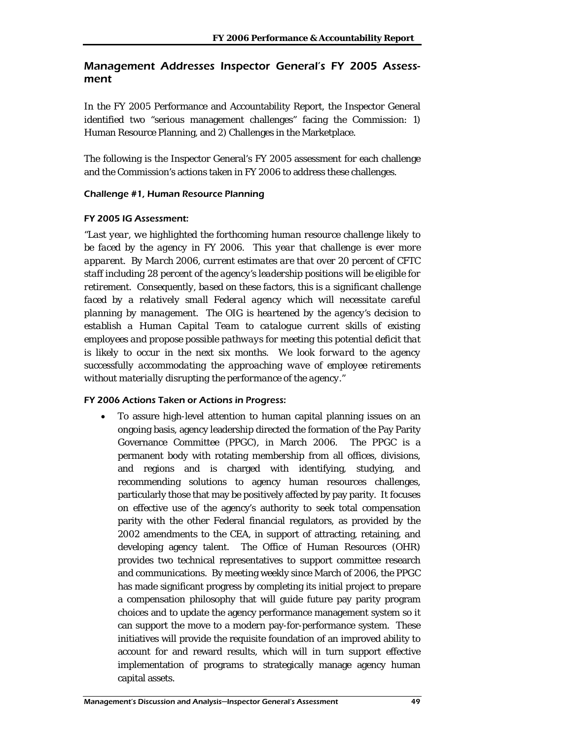## Management Addresses Inspector General's FY 2005 Assessment

In the FY 2005 Performance and Accountability Report, the Inspector General identified two "serious management challenges" facing the Commission: 1) Human Resource Planning, and 2) Challenges in the Marketplace.

The following is the Inspector General's FY 2005 assessment for each challenge and the Commission's actions taken in FY 2006 to address these challenges.

### Challenge #1, Human Resource Planning

#### FY 2005 IG Assessment:

*"Last year, we highlighted the forthcoming human resource challenge likely to be faced by the agency in FY 2006. This year that challenge is ever more apparent. By March 2006, current estimates are that over 20 percent of CFTC staff including 28 percent of the agency's leadership positions will be eligible for retirement. Consequently, based on these factors, this is a significant challenge faced by a relatively small Federal agency which will necessitate careful planning by management. The OIG is heartened by the agency's decision to establish a Human Capital Team to catalogue current skills of existing employees and propose possible pathways for meeting this potential deficit that is likely to occur in the next six months. We look forward to the agency successfully accommodating the approaching wave of employee retirements without materially disrupting the performance of the agency."*

#### FY 2006 Actions Taken or Actions in Progress:

- To assure high-level attention to human capital planning issues on an ongoing basis, agency leadership directed the formation of the Pay Parity Governance Committee (PPGC), in March 2006. The PPGC is a permanent body with rotating membership from all offices, divisions, and regions and is charged with identifying, studying, and recommending solutions to agency human resources challenges, particularly those that may be positively affected by pay parity. It focuses on effective use of the agency's authority to seek total compensation parity with the other Federal financial regulators, as provided by the 2002 amendments to the CEA, in support of attracting, retaining, and developing agency talent. The Office of Human Resources (OHR) provides two technical representatives to support committee research and communications. By meeting weekly since March of 2006, the PPGC has made significant progress by completing its initial project to prepare a compensation philosophy that will guide future pay parity program choices and to update the agency performance management system so it can support the move to a modern pay-for-performance system. These initiatives will provide the requisite foundation of an improved ability to account for and reward results, which will in turn support effective implementation of programs to strategically manage agency human capital assets.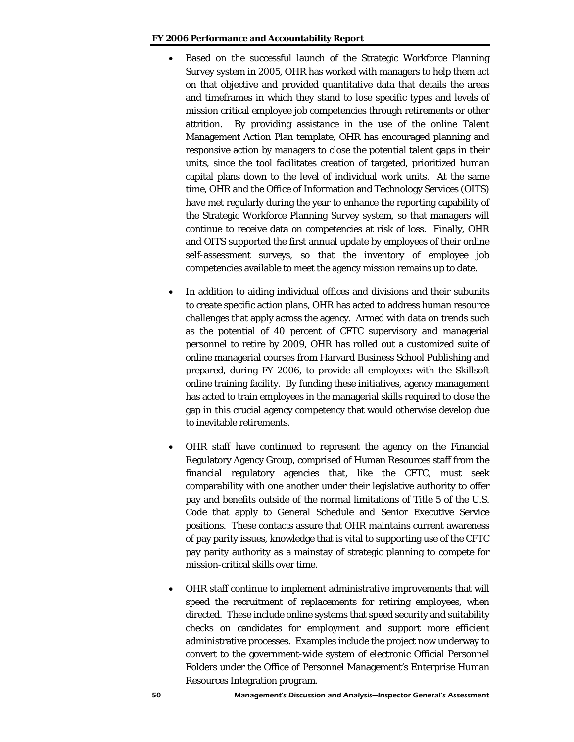- Based on the successful launch of the Strategic Workforce Planning Survey system in 2005, OHR has worked with managers to help them act on that objective and provided quantitative data that details the areas and timeframes in which they stand to lose specific types and levels of mission critical employee job competencies through retirements or other attrition. By providing assistance in the use of the online Talent Management Action Plan template, OHR has encouraged planning and responsive action by managers to close the potential talent gaps in their units, since the tool facilitates creation of targeted, prioritized human capital plans down to the level of individual work units. At the same time, OHR and the Office of Information and Technology Services (OITS) have met regularly during the year to enhance the reporting capability of the Strategic Workforce Planning Survey system, so that managers will continue to receive data on competencies at risk of loss. Finally, OHR and OITS supported the first annual update by employees of their online self-assessment surveys, so that the inventory of employee job competencies available to meet the agency mission remains up to date.

- In addition to aiding individual offices and divisions and their subunits to create specific action plans, OHR has acted to address human resource challenges that apply across the agency. Armed with data on trends such as the potential of 40 percent of CFTC supervisory and managerial personnel to retire by 2009, OHR has rolled out a customized suite of online managerial courses from Harvard Business School Publishing and prepared, during FY 2006, to provide all employees with the Skillsoft online training facility. By funding these initiatives, agency management has acted to train employees in the managerial skills required to close the gap in this crucial agency competency that would otherwise develop due to inevitable retirements.

- OHR staff have continued to represent the agency on the Financial Regulatory Agency Group, comprised of Human Resources staff from the financial regulatory agencies that, like the CFTC, must seek comparability with one another under their legislative authority to offer pay and benefits outside of the normal limitations of Title 5 of the U.S. Code that apply to General Schedule and Senior Executive Service positions. These contacts assure that OHR maintains current awareness of pay parity issues, knowledge that is vital to supporting use of the CFTC pay parity authority as a mainstay of strategic planning to compete for mission-critical skills over time.

- OHR staff continue to implement administrative improvements that will speed the recruitment of replacements for retiring employees, when directed. These include online systems that speed security and suitability checks on candidates for employment and support more efficient administrative processes. Examples include the project now underway to convert to the government-wide system of electronic Official Personnel Folders under the Office of Personnel Management's Enterprise Human Resources Integration program.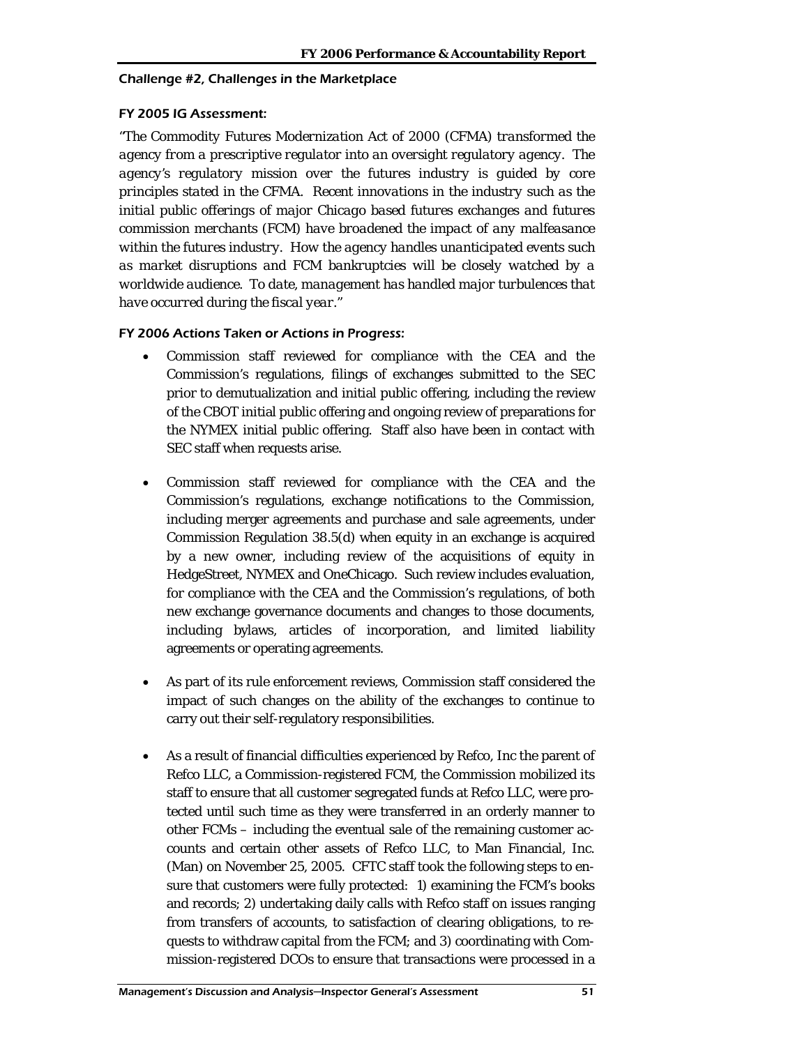### *Challenge #2, Challenges in the Marketplace*

#### *FY 2005 IG Assessment:*

*"The Commodity Futures Modernization Act of 2000 (CFMA) transformed the agency from a prescriptive regulator into an oversight regulatory agency. The agency's regulatory mission over the futures industry is guided by core principles stated in the CFMA. Recent innovations in the industry such as the initial public offerings of major Chicago based futures exchanges and futures commission merchants (FCM) have broadened the impact of any malfeasance within the futures industry. How the agency handles unanticipated events such as market disruptions and FCM bankruptcies will be closely watched by a worldwide audience. To date, management has handled major turbulences that have occurred during the fiscal year."*

#### *FY 2006 Actions Taken or Actions in Progress:*

- Commission staff reviewed for compliance with the CEA and the Commission's regulations, filings of exchanges submitted to the SEC prior to demutualization and initial public offering, including the review of the CBOT initial public offering and ongoing review of preparations for the NYMEX initial public offering. Staff also have been in contact with SEC staff when requests arise.

- Commission staff reviewed for compliance with the CEA and the Commission's regulations, exchange notifications to the Commission, including merger agreements and purchase and sale agreements, under Commission Regulation 38.5(d) when equity in an exchange is acquired by a new owner, including review of the acquisitions of equity in HedgeStreet, NYMEX and OneChicago. Such review includes evaluation, for compliance with the CEA and the Commission's regulations, of both new exchange governance documents and changes to those documents, including bylaws, articles of incorporation, and limited liability agreements or operating agreements.

- As part of its rule enforcement reviews, Commission staff considered the impact of such changes on the ability of the exchanges to continue to carry out their self-regulatory responsibilities.

- As a result of financial difficulties experienced by Refco, Inc the parent of Refco LLC, a Commission-registered FCM, the Commission mobilized its staff to ensure that all customer segregated funds at Refco LLC, were protected until such time as they were transferred in an orderly manner to other FCMs – including the eventual sale of the remaining customer accounts and certain other assets of Refco LLC, to Man Financial, Inc. (Man) on November 25, 2005. CFTC staff took the following steps to ensure that customers were fully protected: 1) examining the FCM's books and records; 2) undertaking daily calls with Refco staff on issues ranging from transfers of accounts, to satisfaction of clearing obligations, to requests to withdraw capital from the FCM; and 3) coordinating with Commission-registered DCOs to ensure that transactions were processed in a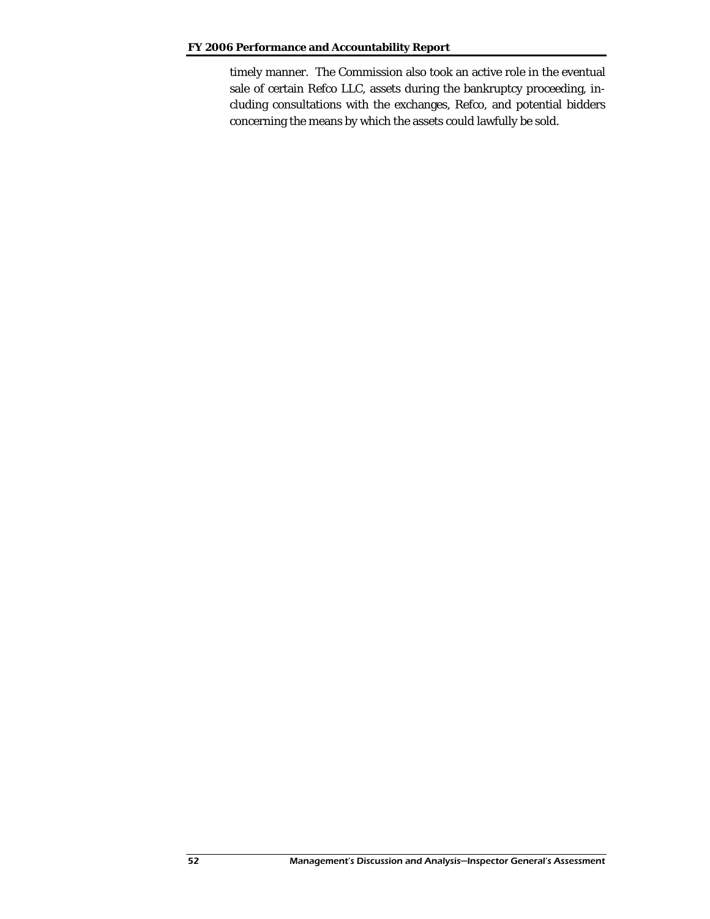timely manner. The Commission also took an active role in the eventual sale of certain Refco LLC, assets during the bankruptcy proceeding, including consultations with the exchanges, Refco, and potential bidders concerning the means by which the assets could lawfully be sold.